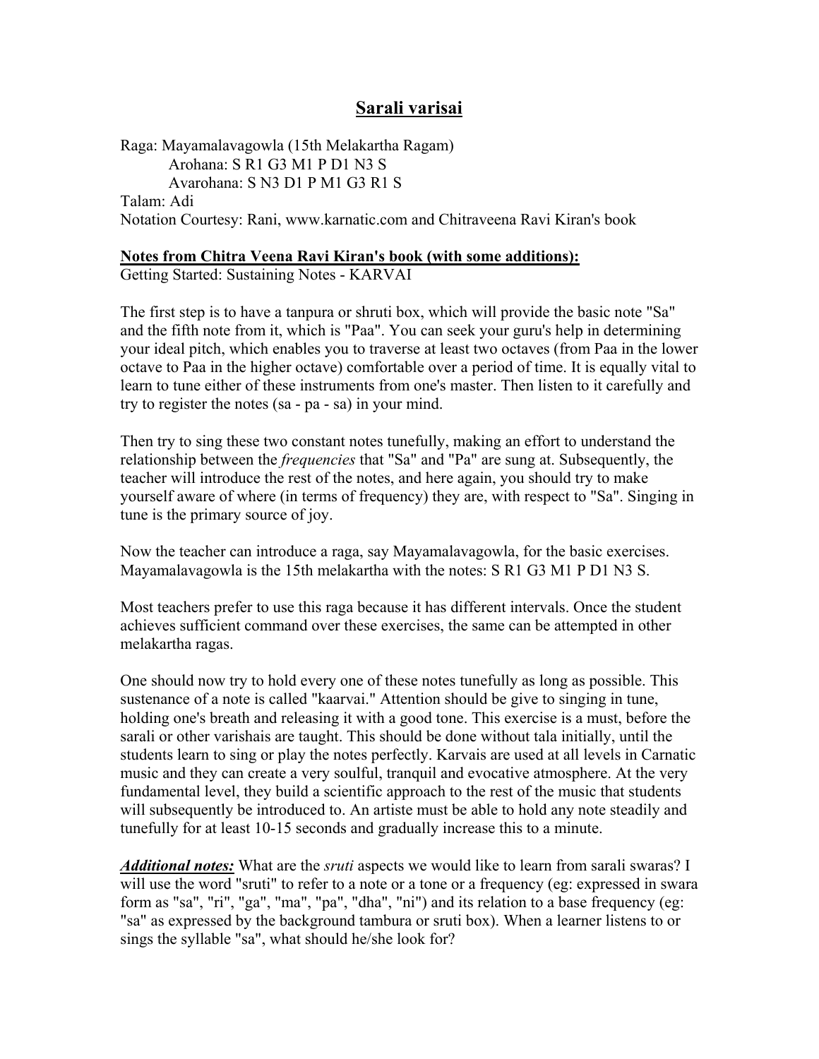# Sarali varisai

Raga: Mayamalavagowla (15th Melakartha Ragam)
    Arohana: S R1 G3 M1 P D1 N3 S
    Avarohana: S N3 D1 P M1 G3 R1 S
Talam: Adi
Notation Courtesy: Rani, www.karnatic.com and Chitraveena Ravi Kiran's book

**Notes from Chitra Veena Ravi Kiran's book (with some additions):**
Getting Started: Sustaining Notes - KARVAI

The first step is to have a tanpura or shruti box, which will provide the basic note "Sa" and the fifth note from it, which is "Paa". You can seek your guru's help in determining your ideal pitch, which enables you to traverse at least two octaves (from Paa in the lower octave to Paa in the higher octave) comfortable over a period of time. It is equally vital to learn to tune either of these instruments from one's master. Then listen to it carefully and try to register the notes (sa - pa - sa) in your mind.

Then try to sing these two constant notes tunefully, making an effort to understand the relationship between the *frequencies* that "Sa" and "Pa" are sung at. Subsequently, the teacher will introduce the rest of the notes, and here again, you should try to make yourself aware of where (in terms of frequency) they are, with respect to "Sa". Singing in tune is the primary source of joy.

Now the teacher can introduce a raga, say Mayamalavagowla, for the basic exercises. Mayamalavagowla is the 15th melakartha with the notes: S R1 G3 M1 P D1 N3 S.

Most teachers prefer to use this raga because it has different intervals. Once the student achieves sufficient command over these exercises, the same can be attempted in other melakartha ragas.

One should now try to hold every one of these notes tunefully as long as possible. This sustenance of a note is called "kaarvai." Attention should be give to singing in tune, holding one's breath and releasing it with a good tone. This exercise is a must, before the sarali or other varishais are taught. This should be done without tala initially, until the students learn to sing or play the notes perfectly. Karvais are used at all levels in Carnatic music and they can create a very soulful, tranquil and evocative atmosphere. At the very fundamental level, they build a scientific approach to the rest of the music that students will subsequently be introduced to. An artiste must be able to hold any note steadily and tunefully for at least 10-15 seconds and gradually increase this to a minute.

***Additional notes:*** What are the *sruti* aspects we would like to learn from sarali swaras? I will use the word "sruti" to refer to a note or a tone or a frequency (eg: expressed in swara form as "sa", "ri", "ga", "ma", "pa", "dha", "ni") and its relation to a base frequency (eg: "sa" as expressed by the background tambura or sruti box). When a learner listens to or sings the syllable "sa", what should he/she look for?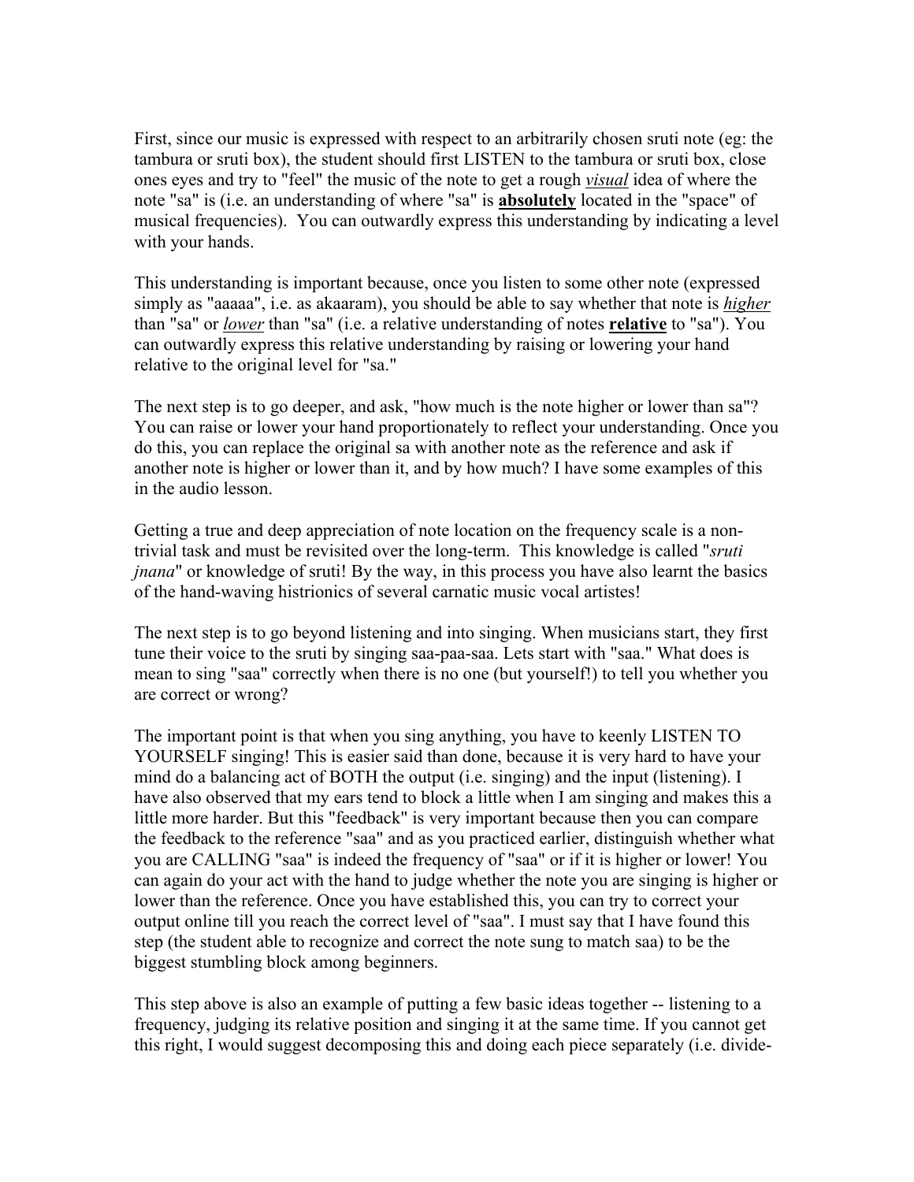First, since our music is expressed with respect to an arbitrarily chosen sruti note (eg: the tambura or sruti box), the student should first LISTEN to the tambura or sruti box, close ones eyes and try to "feel" the music of the note to get a rough *visual* idea of where the note "sa" is (i.e. an understanding of where "sa" is **absolutely** located in the "space" of musical frequencies). You can outwardly express this understanding by indicating a level with your hands.

This understanding is important because, once you listen to some other note (expressed simply as "aaaaa", i.e. as akaaram), you should be able to say whether that note is ***higher*** than "sa" or ***lower*** than "sa" (i.e. a relative understanding of notes **relative** to "sa"). You can outwardly express this relative understanding by raising or lowering your hand relative to the original level for "sa."

The next step is to go deeper, and ask, "how much is the note higher or lower than sa"? You can raise or lower your hand proportionately to reflect your understanding. Once you do this, you can replace the original sa with another note as the reference and ask if another note is higher or lower than it, and by how much? I have some examples of this in the audio lesson.

Getting a true and deep appreciation of note location on the frequency scale is a non-trivial task and must be revisited over the long-term. This knowledge is called "*sruti jnana*" or knowledge of sruti! By the way, in this process you have also learnt the basics of the hand-waving histrionics of several carnatic music vocal artistes!

The next step is to go beyond listening and into singing. When musicians start, they first tune their voice to the sruti by singing saa-paa-saa. Lets start with "saa." What does is mean to sing "saa" correctly when there is no one (but yourself!) to tell you whether you are correct or wrong?

The important point is that when you sing anything, you have to keenly LISTEN TO YOURSELF singing! This is easier said than done, because it is very hard to have your mind do a balancing act of BOTH the output (i.e. singing) and the input (listening). I have also observed that my ears tend to block a little when I am singing and makes this a little more harder. But this "feedback" is very important because then you can compare the feedback to the reference "saa" and as you practiced earlier, distinguish whether what you are CALLING "saa" is indeed the frequency of "saa" or if it is higher or lower! You can again do your act with the hand to judge whether the note you are singing is higher or lower than the reference. Once you have established this, you can try to correct your output online till you reach the correct level of "saa". I must say that I have found this step (the student able to recognize and correct the note sung to match saa) to be the biggest stumbling block among beginners.

This step above is also an example of putting a few basic ideas together -- listening to a frequency, judging its relative position and singing it at the same time. If you cannot get this right, I would suggest decomposing this and doing each piece separately (i.e. divide-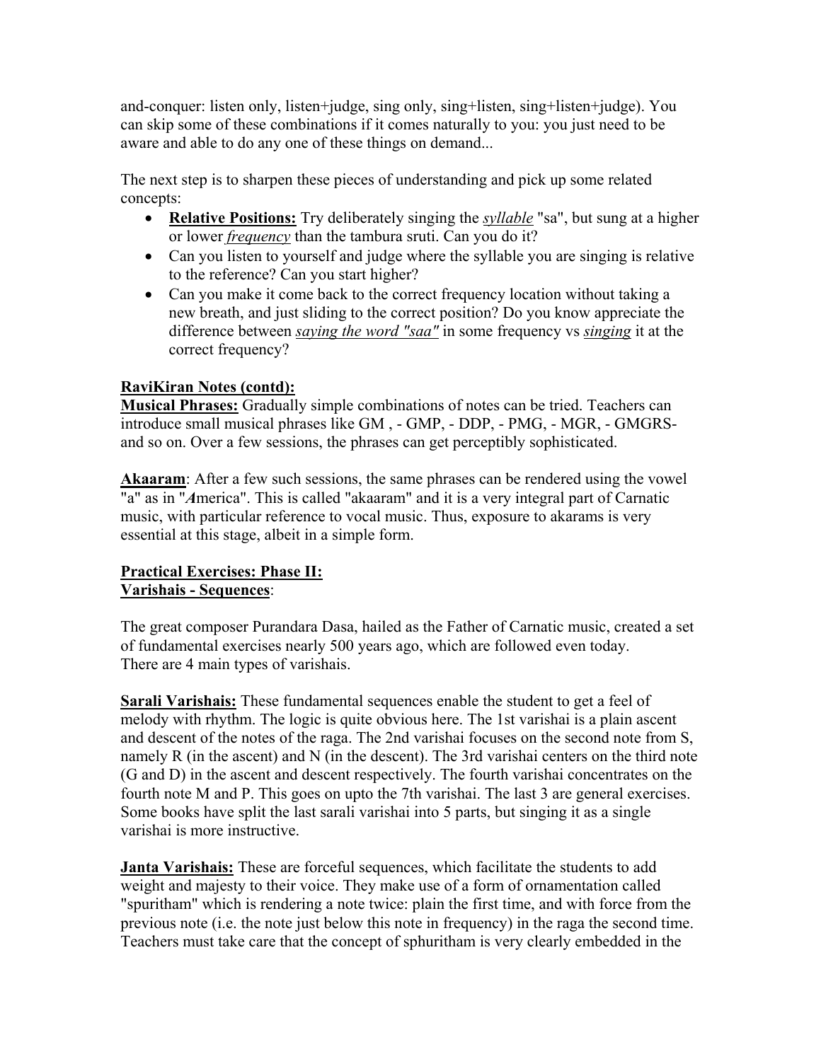and-conquer: listen only, listen+judge, sing only, sing+listen, sing+listen+judge). You can skip some of these combinations if it comes naturally to you: you just need to be aware and able to do any one of these things on demand...

The next step is to sharpen these pieces of understanding and pick up some related concepts:

- **Relative Positions:** Try deliberately singing the *syllable* "sa", but sung at a higher or lower *frequency* than the tambura sruti. Can you do it?
- Can you listen to yourself and judge where the syllable you are singing is relative to the reference? Can you start higher?
- Can you make it come back to the correct frequency location without taking a new breath, and just sliding to the correct position? Do you know appreciate the difference between *saying the word "saa"* in some frequency vs *singing* it at the correct frequency?

**RaviKiran Notes (contd):**

**Musical Phrases:** Gradually simple combinations of notes can be tried. Teachers can introduce small musical phrases like GM , - GMP, - DDP, - PMG, - MGR, - GMGRS- and so on. Over a few sessions, the phrases can get perceptibly sophisticated.

**Akaaram**: After a few such sessions, the same phrases can be rendered using the vowel "a" as in "***A***merica". This is called "akaaram" and it is a very integral part of Carnatic music, with particular reference to vocal music. Thus, exposure to akarams is very essential at this stage, albeit in a simple form.

**Practical Exercises: Phase II:**
**Varishais - Sequences**:

The great composer Purandara Dasa, hailed as the Father of Carnatic music, created a set of fundamental exercises nearly 500 years ago, which are followed even today. There are 4 main types of varishais.

**Sarali Varishais:** These fundamental sequences enable the student to get a feel of melody with rhythm. The logic is quite obvious here. The 1st varishai is a plain ascent and descent of the notes of the raga. The 2nd varishai focuses on the second note from S, namely R (in the ascent) and N (in the descent). The 3rd varishai centers on the third note (G and D) in the ascent and descent respectively. The fourth varishai concentrates on the fourth note M and P. This goes on upto the 7th varishai. The last 3 are general exercises. Some books have split the last sarali varishai into 5 parts, but singing it as a single varishai is more instructive.

**Janta Varishais:** These are forceful sequences, which facilitate the students to add weight and majesty to their voice. They make use of a form of ornamentation called "spuritham" which is rendering a note twice: plain the first time, and with force from the previous note (i.e. the note just below this note in frequency) in the raga the second time. Teachers must take care that the concept of sphuritham is very clearly embedded in the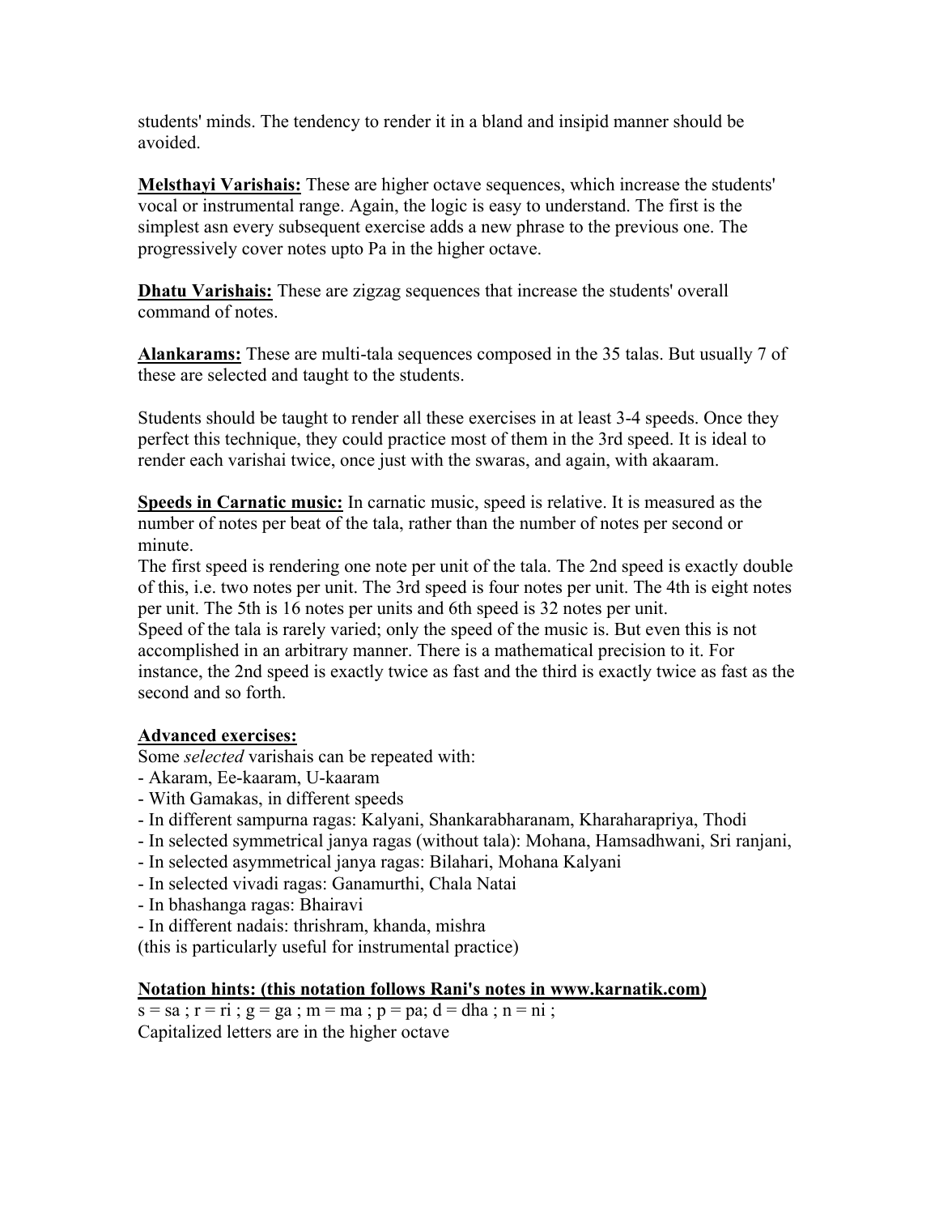students' minds. The tendency to render it in a bland and insipid manner should be avoided.

**Melsthayi Varishais:** These are higher octave sequences, which increase the students' vocal or instrumental range. Again, the logic is easy to understand. The first is the simplest asn every subsequent exercise adds a new phrase to the previous one. The progressively cover notes upto Pa in the higher octave.

**Dhatu Varishais:** These are zigzag sequences that increase the students' overall command of notes.

**Alankarams:** These are multi-tala sequences composed in the 35 talas. But usually 7 of these are selected and taught to the students.

Students should be taught to render all these exercises in at least 3-4 speeds. Once they perfect this technique, they could practice most of them in the 3rd speed. It is ideal to render each varishai twice, once just with the swaras, and again, with akaaram.

**Speeds in Carnatic music:** In carnatic music, speed is relative. It is measured as the number of notes per beat of the tala, rather than the number of notes per second or minute.
The first speed is rendering one note per unit of the tala. The 2nd speed is exactly double of this, i.e. two notes per unit. The 3rd speed is four notes per unit. The 4th is eight notes per unit. The 5th is 16 notes per units and 6th speed is 32 notes per unit.
Speed of the tala is rarely varied; only the speed of the music is. But even this is not accomplished in an arbitrary manner. There is a mathematical precision to it. For instance, the 2nd speed is exactly twice as fast and the third is exactly twice as fast as the second and so forth.

**Advanced exercises:**
Some *selected* varishais can be repeated with:
- Akaram, Ee-kaaram, U-kaaram
- With Gamakas, in different speeds
- In different sampurna ragas: Kalyani, Shankarabharanam, Kharaharapriya, Thodi
- In selected symmetrical janya ragas (without tala): Mohana, Hamsadhwani, Sri ranjani,
- In selected asymmetrical janya ragas: Bilahari, Mohana Kalyani
- In selected vivadi ragas: Ganamurthi, Chala Natai
- In bhashanga ragas: Bhairavi
- In different nadais: thrishram, khanda, mishra
(this is particularly useful for instrumental practice)

**Notation hints: (this notation follows Rani's notes in www.karnatik.com)**
s = sa ; r = ri ; g = ga ; m = ma ; p = pa; d = dha ; n = ni ;
Capitalized letters are in the higher octave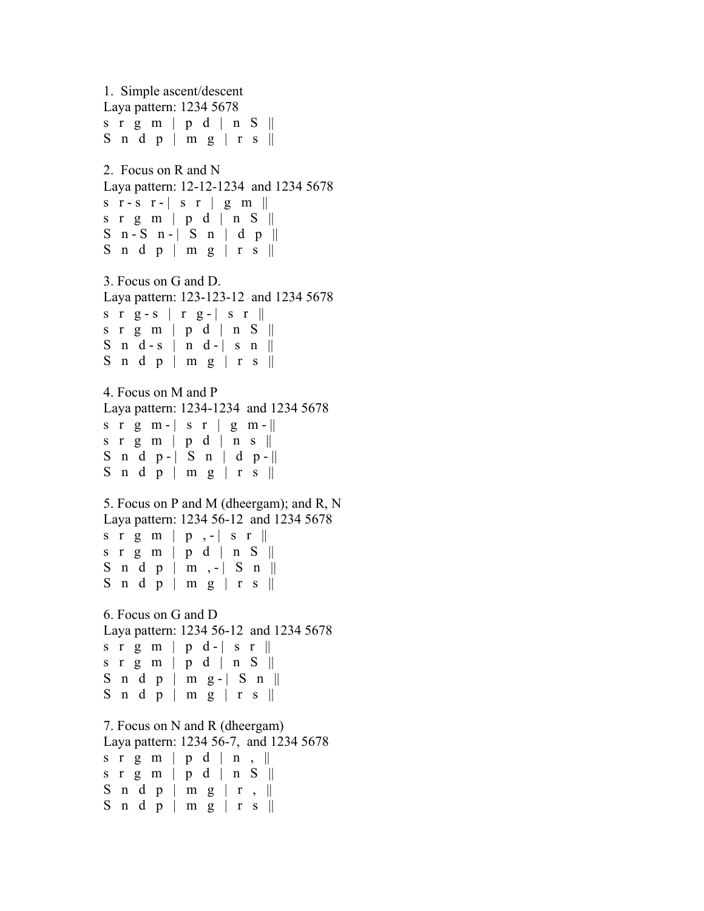1. Simple ascent/descent

Laya pattern: 1234 5678

```
s  r  g  m  |  p  d  |  n  S  ||
S  n  d  p  |  m  g  |  r  s  ||
```

2. Focus on R and N

Laya pattern: 12-12-1234 and 1234 5678

```
s  r - s  r - |  s  r  |  g  m  ||
s  r  g  m  |  p  d  |  n  S  ||
S  n - S  n - |  S  n  |  d  p  ||
S  n  d  p  |  m  g  |  r  s  ||
```

3. Focus on G and D.

Laya pattern: 123-123-12 and 1234 5678

```
s  r  g - s  |  r  g - |  s  r  ||
s  r  g  m  |  p  d  |  n  S  ||
S  n  d - s  |  n  d - |  s  n  ||
S  n  d  p  |  m  g  |  r  s  ||
```

4. Focus on M and P

Laya pattern: 1234-1234 and 1234 5678

```
s  r  g  m - |  s  r  |  g  m - ||
s  r  g  m  |  p  d  |  n  s  ||
S  n  d  p - |  S  n  |  d  p - ||
S  n  d  p  |  m  g  |  r  s  ||
```

5. Focus on P and M (dheergam); and R, N

Laya pattern: 1234 56-12 and 1234 5678

```
s  r  g  m  |  p  , - |  s  r  ||
s  r  g  m  |  p  d  |  n  S  ||
S  n  d  p  |  m  , - |  S  n  ||
S  n  d  p  |  m  g  |  r  s  ||
```

6. Focus on G and D

Laya pattern: 1234 56-12 and 1234 5678

```
s  r  g  m  |  p  d - |  s  r  ||
s  r  g  m  |  p  d  |  n  S  ||
S  n  d  p  |  m  g - |  S  n  ||
S  n  d  p  |  m  g  |  r  s  ||
```

7. Focus on N and R (dheergam)

Laya pattern: 1234 56-7, and 1234 5678

```
s  r  g  m  |  p  d  |  n  ,  ||
s  r  g  m  |  p  d  |  n  S  ||
S  n  d  p  |  m  g  |  r  ,  ||
S  n  d  p  |  m  g  |  r  s  ||
```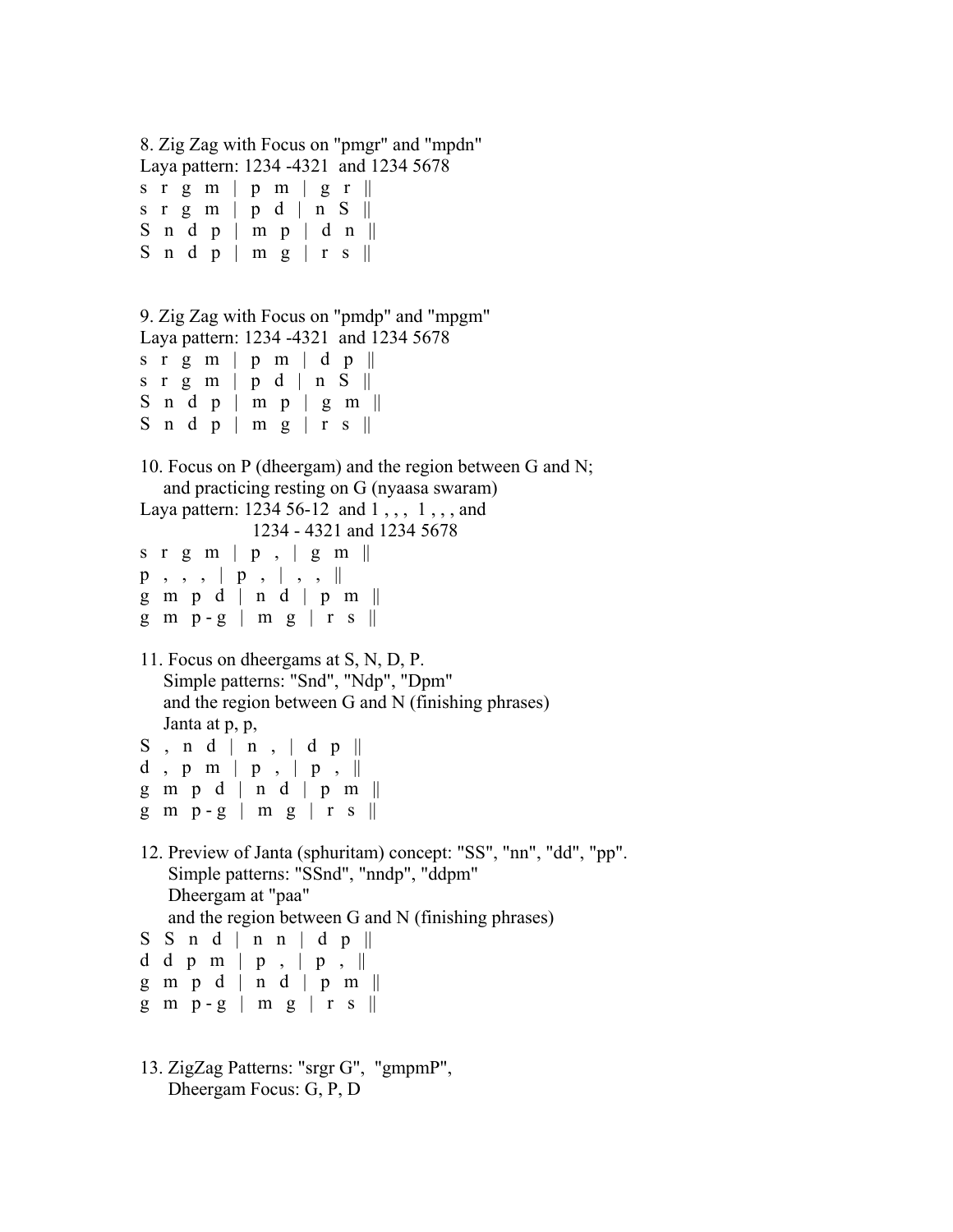8. Zig Zag with Focus on "pmgr" and "mpdn"
Laya pattern: 1234 -4321  and 1234 5678

```
s  r  g  m  |  p  m  |  g  r  ||
s  r  g  m  |  p  d  |  n  S  ||
S  n  d  p  |  m  p  |  d  n  ||
S  n  d  p  |  m  g  |  r  s  ||
```

9. Zig Zag with Focus on "pmdp" and "mpgm"
Laya pattern: 1234 -4321  and 1234 5678

```
s  r  g  m  |  p  m  |  d  p  ||
s  r  g  m  |  p  d  |  n  S  ||
S  n  d  p  |  m  p  |  g  m  ||
S  n  d  p  |  m  g  |  r  s  ||
```

10. Focus on P (dheergam) and the region between G and N;
and practicing resting on G (nyaasa swaram)
Laya pattern: 1234 56-12  and 1 , , ,  1 , , , and
1234 - 4321 and 1234 5678

```
s  r  g  m  |  p  ,  |  g  m  ||
p  ,  ,  ,  |  p  ,  |  ,  ,  ||
g  m  p  d  |  n  d  |  p  m  ||
g  m  p - g  |  m  g  |  r  s  ||
```

11. Focus on dheergams at S, N, D, P.
Simple patterns: "Snd", "Ndp", "Dpm"
and the region between G and N (finishing phrases)
Janta at p, p,

```
S  ,  n  d  |  n  ,  |  d  p  ||
d  ,  p  m  |  p  ,  |  p  ,  ||
g  m  p  d  |  n  d  |  p  m  ||
g  m  p - g  |  m  g  |  r  s  ||
```

12. Preview of Janta (sphuritam) concept: "SS", "nn", "dd", "pp".
Simple patterns: "SSnd", "nndp", "ddpm"
Dheergam at "paa"
and the region between G and N (finishing phrases)

```
S  S  n  d  |  n  n  |  d  p  ||
d  d  p  m  |  p  ,  |  p  ,  ||
g  m  p  d  |  n  d  |  p  m  ||
g  m  p - g  |  m  g  |  r  s  ||
```

13. ZigZag Patterns: "srgr G",  "gmpmP",
Dheergam Focus: G, P, D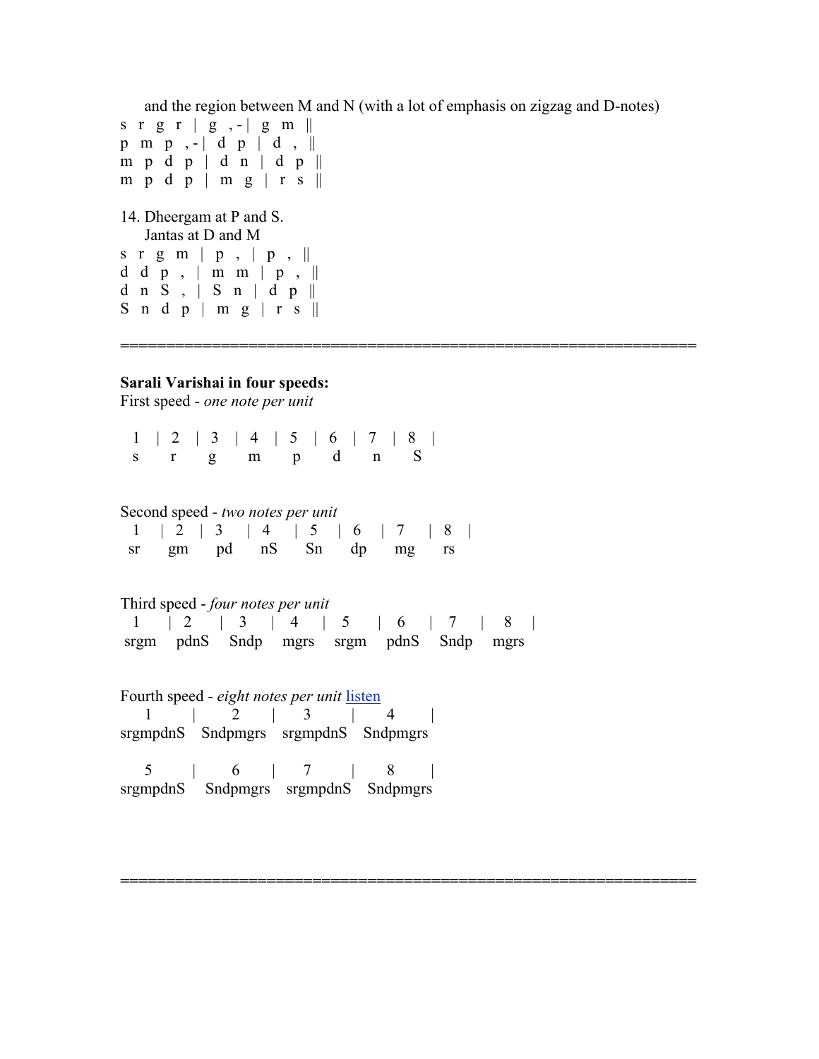and the region between M and N (with a lot of emphasis on zigzag and D-notes)

```
s  r  g  r  |  g  , -|  g  m  ||
p  m  p  , -|  d  p  |  d  ,  ||
m  p  d  p  |  d  n  |  d  p  ||
m  p  d  p  |  m  g  |  r  s  ||
```

14. Dheergam at P and S.
Jantas at D and M

```
s  r  g  m  |  p  ,  |  p  ,  ||
d  d  p  ,  |  m  m  |  p  ,  ||
d  n  S  ,  |  S  n  |  d  p  ||
S  n  d  p  |  m  g  |  r  s  ||
```

================================================================

**Sarali Varishai in four speeds:**

First speed - *one note per unit*

| 1 | 2 | 3 | 4 | 5 | 6 | 7 | 8 |
|---|---|---|---|---|---|---|---|
| s | r | g | m | p | d | n | S |

Second speed - *two notes per unit*

| 1 | 2 | 3 | 4 | 5 | 6 | 7 | 8 |
|---|---|---|---|---|---|---|---|
| sr | gm | pd | nS | Sn | dp | mg | rs |

Third speed - *four notes per unit*

| 1 | 2 | 3 | 4 | 5 | 6 | 7 | 8 |
|---|---|---|---|---|---|---|---|
| srgm | pdnS | Sndp | mgrs | srgm | pdnS | Sndp | mgrs |

Fourth speed - *eight notes per unit* listen

| 1 | 2 | 3 | 4 |
|---|---|---|---|
| srgmpdnS | Sndpmgrs | srgmpdnS | Sndpmgrs |

| 5 | 6 | 7 | 8 |
|---|---|---|---|
| srgmpdnS | Sndpmgrs | srgmpdnS | Sndpmgrs |

================================================================